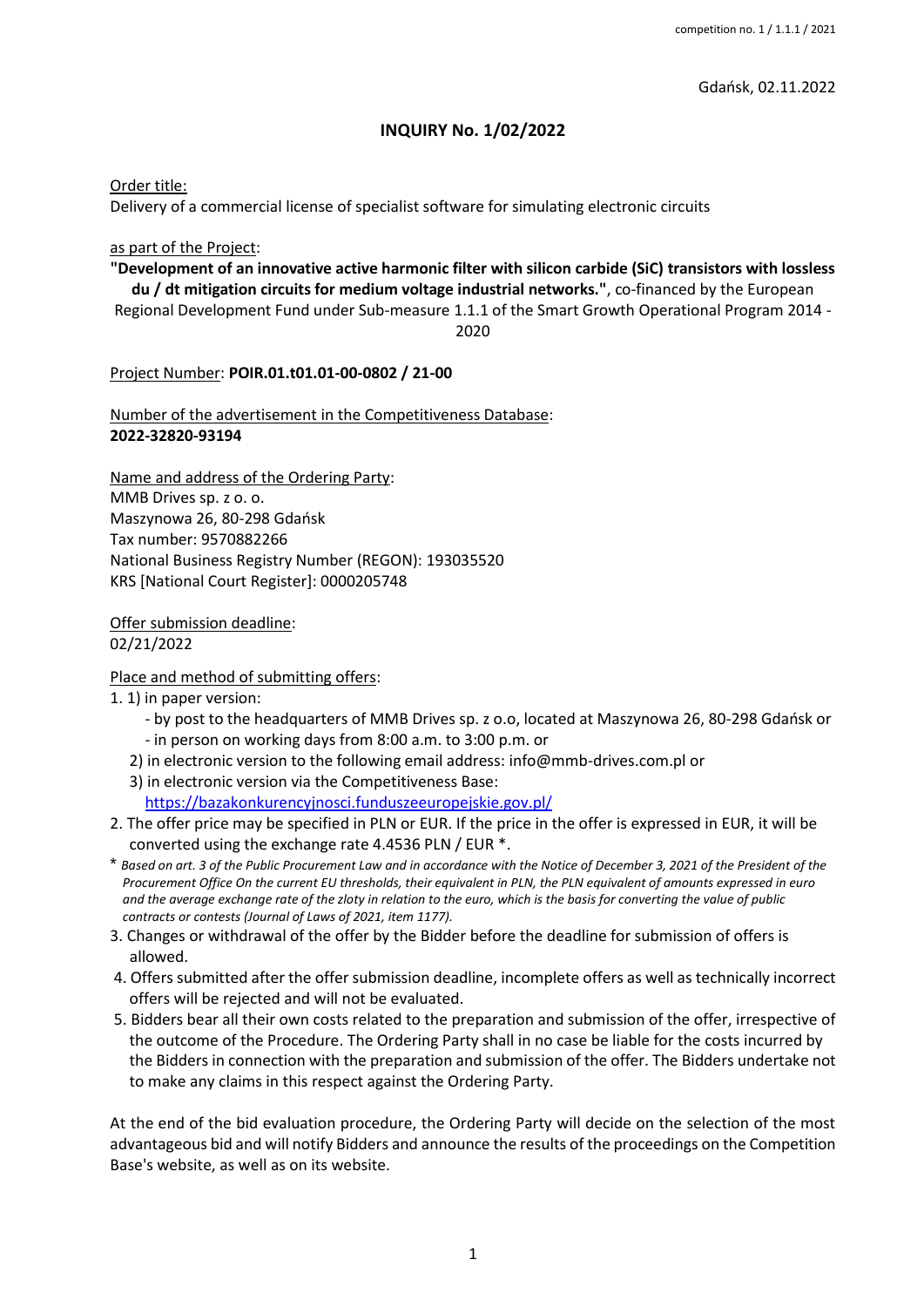competition no. 1 / 1.1.1 / 2021

Gdańsk, 02.11.2022

# INQUIRY No. 1/02/2022

Order title:
Delivery of a commercial license of specialist software for simulating electronic circuits

as part of the Project:
**"Development of an innovative active harmonic filter with silicon carbide (SiC) transistors with lossless du / dt mitigation circuits for medium voltage industrial networks."**, co-financed by the European Regional Development Fund under Sub-measure 1.1.1 of the Smart Growth Operational Program 2014 - 2020

Project Number: **POIR.01.t01.01-00-0802 / 21-00**

Number of the advertisement in the Competitiveness Database: **2022-32820-93194**

Name and address of the Ordering Party:
MMB Drives sp. z o. o.
Maszynowa 26, 80-298 Gdańsk
Tax number: 9570882266
National Business Registry Number (REGON): 193035520
KRS [National Court Register]: 0000205748

Offer submission deadline:
02/21/2022

Place and method of submitting offers:

1. 1) in paper version:
   - by post to the headquarters of MMB Drives sp. z o.o, located at Maszynowa 26, 80-298 Gdańsk or
   - in person on working days from 8:00 a.m. to 3:00 p.m. or
   
   2) in electronic version to the following email address: info@mmb-drives.com.pl or
   3) in electronic version via the Competitiveness Base: https://bazakonkurencyjnosci.funduszeeuropejskie.gov.pl/
2. The offer price may be specified in PLN or EUR. If the price in the offer is expressed in EUR, it will be converted using the exchange rate 4.4536 PLN / EUR *.

\* *Based on art. 3 of the Public Procurement Law and in accordance with the Notice of December 3, 2021 of the President of the Procurement Office On the current EU thresholds, their equivalent in PLN, the PLN equivalent of amounts expressed in euro and the average exchange rate of the zloty in relation to the euro, which is the basis for converting the value of public contracts or contests (Journal of Laws of 2021, item 1177).*

3. Changes or withdrawal of the offer by the Bidder before the deadline for submission of offers is allowed.
4. Offers submitted after the offer submission deadline, incomplete offers as well as technically incorrect offers will be rejected and will not be evaluated.
5. Bidders bear all their own costs related to the preparation and submission of the offer, irrespective of the outcome of the Procedure. The Ordering Party shall in no case be liable for the costs incurred by the Bidders in connection with the preparation and submission of the offer. The Bidders undertake not to make any claims in this respect against the Ordering Party.

At the end of the bid evaluation procedure, the Ordering Party will decide on the selection of the most advantageous bid and will notify Bidders and announce the results of the proceedings on the Competition Base's website, as well as on its website.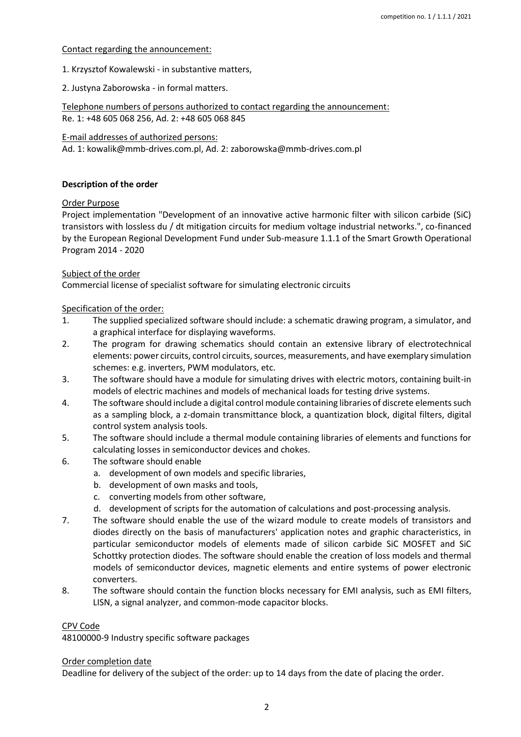Contact regarding the announcement:

1. Krzysztof Kowalewski - in substantive matters,

2. Justyna Zaborowska - in formal matters.

Telephone numbers of persons authorized to contact regarding the announcement:
Re. 1: +48 605 068 256, Ad. 2: +48 605 068 845

E-mail addresses of authorized persons:
Ad. 1: kowalik@mmb-drives.com.pl, Ad. 2: zaborowska@mmb-drives.com.pl

**Description of the order**

Order Purpose

Project implementation "Development of an innovative active harmonic filter with silicon carbide (SiC) transistors with lossless du / dt mitigation circuits for medium voltage industrial networks.", co-financed by the European Regional Development Fund under Sub-measure 1.1.1 of the Smart Growth Operational Program 2014 - 2020

Subject of the order

Commercial license of specialist software for simulating electronic circuits

Specification of the order:

1. The supplied specialized software should include: a schematic drawing program, a simulator, and a graphical interface for displaying waveforms.
2. The program for drawing schematics should contain an extensive library of electrotechnical elements: power circuits, control circuits, sources, measurements, and have exemplary simulation schemes: e.g. inverters, PWM modulators, etc.
3. The software should have a module for simulating drives with electric motors, containing built-in models of electric machines and models of mechanical loads for testing drive systems.
4. The software should include a digital control module containing libraries of discrete elements such as a sampling block, a z-domain transmittance block, a quantization block, digital filters, digital control system analysis tools.
5. The software should include a thermal module containing libraries of elements and functions for calculating losses in semiconductor devices and chokes.
6. The software should enable
   a. development of own models and specific libraries,
   b. development of own masks and tools,
   c. converting models from other software,
   d. development of scripts for the automation of calculations and post-processing analysis.
7. The software should enable the use of the wizard module to create models of transistors and diodes directly on the basis of manufacturers' application notes and graphic characteristics, in particular semiconductor models of elements made of silicon carbide SiC MOSFET and SiC Schottky protection diodes. The software should enable the creation of loss models and thermal models of semiconductor devices, magnetic elements and entire systems of power electronic converters.
8. The software should contain the function blocks necessary for EMI analysis, such as EMI filters, LISN, a signal analyzer, and common-mode capacitor blocks.

CPV Code

48100000-9 Industry specific software packages

Order completion date

Deadline for delivery of the subject of the order: up to 14 days from the date of placing the order.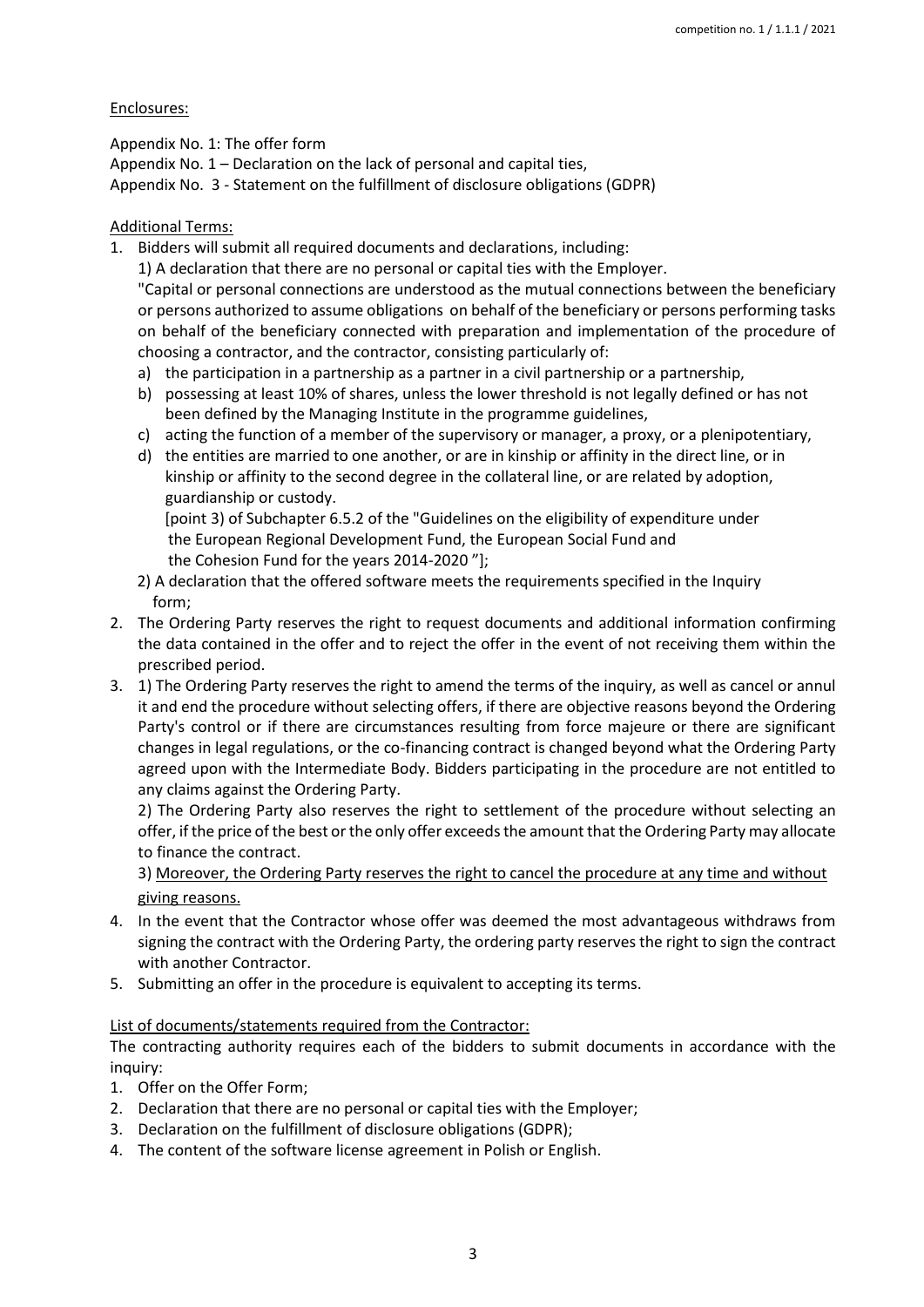Enclosures:

Appendix No. 1: The offer form

Appendix No. 1 – Declaration on the lack of personal and capital ties,

Appendix No. 3 - Statement on the fulfillment of disclosure obligations (GDPR)

Additional Terms:

1. Bidders will submit all required documents and declarations, including:

   1) A declaration that there are no personal or capital ties with the Employer.

   "Capital or personal connections are understood as the mutual connections between the beneficiary or persons authorized to assume obligations on behalf of the beneficiary or persons performing tasks on behalf of the beneficiary connected with preparation and implementation of the procedure of choosing a contractor, and the contractor, consisting particularly of:

   a) the participation in a partnership as a partner in a civil partnership or a partnership,
   b) possessing at least 10% of shares, unless the lower threshold is not legally defined or has not been defined by the Managing Institute in the programme guidelines,
   c) acting the function of a member of the supervisory or manager, a proxy, or a plenipotentiary,
   d) the entities are married to one another, or are in kinship or affinity in the direct line, or in kinship or affinity to the second degree in the collateral line, or are related by adoption, guardianship or custody.

      [point 3) of Subchapter 6.5.2 of the "Guidelines on the eligibility of expenditure under the European Regional Development Fund, the European Social Fund and the Cohesion Fund for the years 2014-2020 "];

   2) A declaration that the offered software meets the requirements specified in the Inquiry form;

2. The Ordering Party reserves the right to request documents and additional information confirming the data contained in the offer and to reject the offer in the event of not receiving them within the prescribed period.
3. 1) The Ordering Party reserves the right to amend the terms of the inquiry, as well as cancel or annul it and end the procedure without selecting offers, if there are objective reasons beyond the Ordering Party's control or if there are circumstances resulting from force majeure or there are significant changes in legal regulations, or the co-financing contract is changed beyond what the Ordering Party agreed upon with the Intermediate Body. Bidders participating in the procedure are not entitled to any claims against the Ordering Party.

   2) The Ordering Party also reserves the right to settlement of the procedure without selecting an offer, if the price of the best or the only offer exceeds the amount that the Ordering Party may allocate to finance the contract.

   3) Moreover, the Ordering Party reserves the right to cancel the procedure at any time and without giving reasons.

4. In the event that the Contractor whose offer was deemed the most advantageous withdraws from signing the contract with the Ordering Party, the ordering party reserves the right to sign the contract with another Contractor.
5. Submitting an offer in the procedure is equivalent to accepting its terms.

List of documents/statements required from the Contractor:

The contracting authority requires each of the bidders to submit documents in accordance with the inquiry:

1. Offer on the Offer Form;
2. Declaration that there are no personal or capital ties with the Employer;
3. Declaration on the fulfillment of disclosure obligations (GDPR);
4. The content of the software license agreement in Polish or English.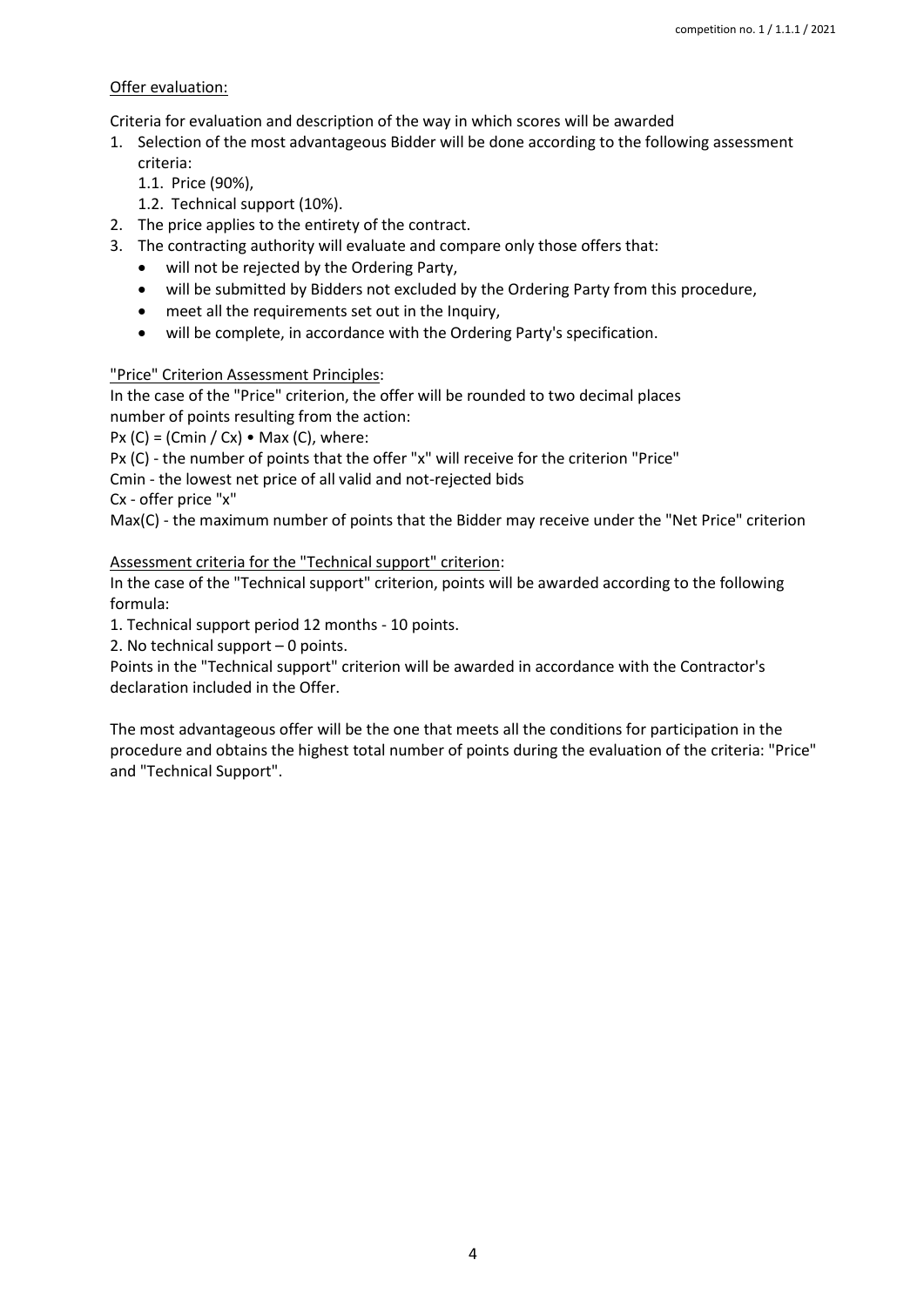Offer evaluation:

Criteria for evaluation and description of the way in which scores will be awarded

1. Selection of the most advantageous Bidder will be done according to the following assessment criteria:
   1.1. Price (90%),
   1.2. Technical support (10%).
2. The price applies to the entirety of the contract.
3. The contracting authority will evaluate and compare only those offers that:
   - will not be rejected by the Ordering Party,
   - will be submitted by Bidders not excluded by the Ordering Party from this procedure,
   - meet all the requirements set out in the Inquiry,
   - will be complete, in accordance with the Ordering Party's specification.

"Price" Criterion Assessment Principles:

In the case of the "Price" criterion, the offer will be rounded to two decimal places
number of points resulting from the action:

$Px (C) = (Cmin / Cx) \cdot Max (C)$, where:

$Px (C)$ - the number of points that the offer "x" will receive for the criterion "Price"

$Cmin$ - the lowest net price of all valid and not-rejected bids

$Cx$ - offer price "x"

$Max(C)$ - the maximum number of points that the Bidder may receive under the "Net Price" criterion

Assessment criteria for the "Technical support" criterion:

In the case of the "Technical support" criterion, points will be awarded according to the following formula:

1. Technical support period 12 months - 10 points.
2. No technical support – 0 points.

Points in the "Technical support" criterion will be awarded in accordance with the Contractor's declaration included in the Offer.

The most advantageous offer will be the one that meets all the conditions for participation in the procedure and obtains the highest total number of points during the evaluation of the criteria: "Price" and "Technical Support".